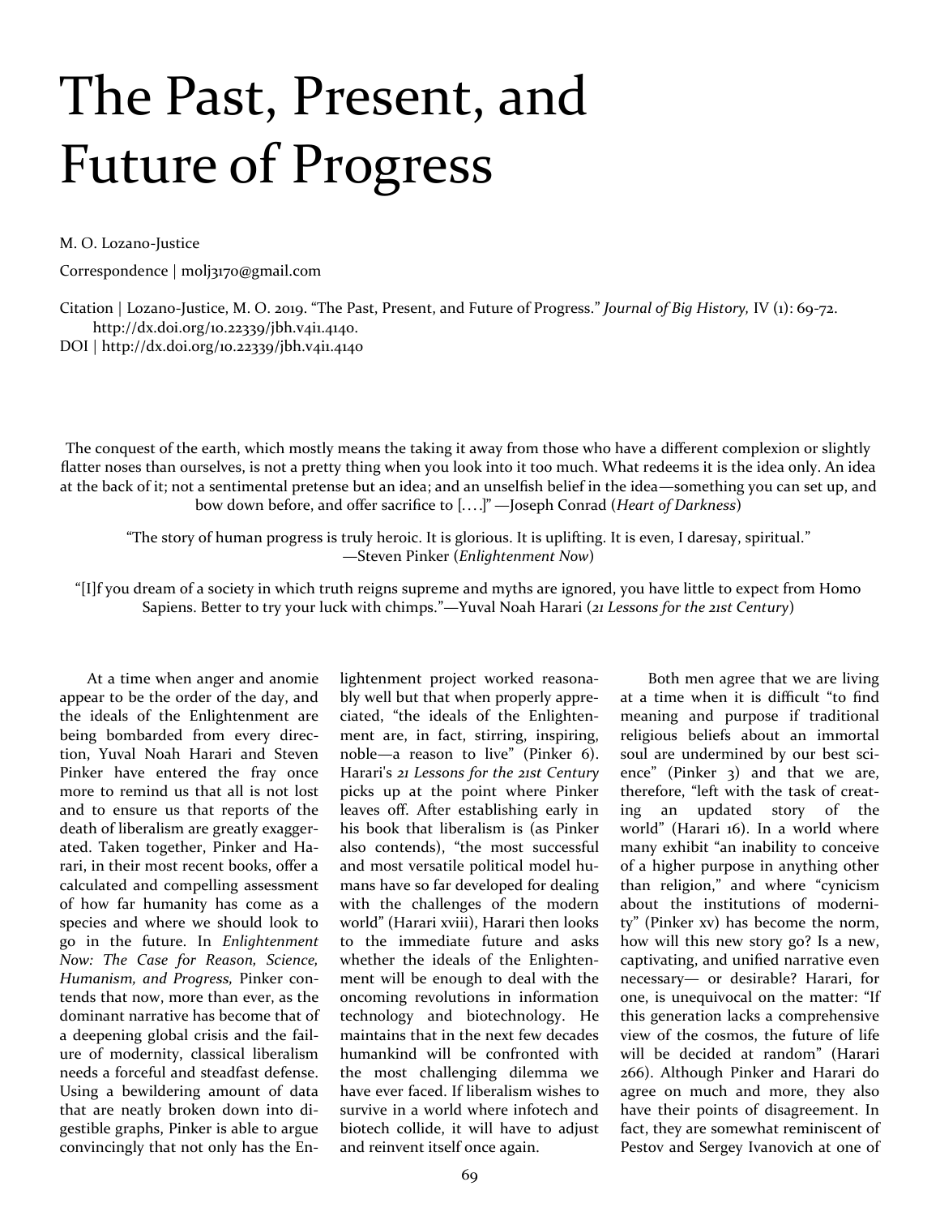# The Past, Present, and Future of Progress

M. O. Lozano-Justice

Correspondence | molj3170@gmail.com

Citation | Lozano-Justice, M. O. 2019. "The Past, Present, and Future of Progress." *Journal of Big History,* IV (1): 69-72. http://dx.doi.org/10.22339/jbh.v4i1.4140.

DOI | http://dx.doi.org/10.22339/jbh.v4i1.4140

The conquest of the earth, which mostly means the taking it away from those who have a different complexion or slightly flatter noses than ourselves, is not a pretty thing when you look into it too much. What redeems it is the idea only. An idea at the back of it; not a sentimental pretense but an idea; and an unselfish belief in the idea—something you can set up, and bow down before, and offer sacrifice to [. . . .]" —Joseph Conrad (*Heart of Darkness*)

"The story of human progress is truly heroic. It is glorious. It is uplifting. It is even, I daresay, spiritual." —Steven Pinker (*Enlightenment Now*)

"[I]f you dream of a society in which truth reigns supreme and myths are ignored, you have little to expect from Homo Sapiens. Better to try your luck with chimps."—Yuval Noah Harari (*21 Lessons for the 21st Century*)

At a time when anger and anomie appear to be the order of the day, and the ideals of the Enlightenment are being bombarded from every direction, Yuval Noah Harari and Steven Pinker have entered the fray once more to remind us that all is not lost and to ensure us that reports of the death of liberalism are greatly exaggerated. Taken together, Pinker and Harari, in their most recent books, offer a calculated and compelling assessment of how far humanity has come as a species and where we should look to go in the future. In *Enlightenment Now: The Case for Reason, Science, Humanism, and Progress,* Pinker contends that now, more than ever, as the dominant narrative has become that of a deepening global crisis and the failure of modernity, classical liberalism needs a forceful and steadfast defense. Using a bewildering amount of data that are neatly broken down into digestible graphs, Pinker is able to argue convincingly that not only has the Enlightenment project worked reasonably well but that when properly appreciated, "the ideals of the Enlightenment are, in fact, stirring, inspiring, noble—a reason to live" (Pinker 6). Harari's *21 Lessons for the 21st Century* picks up at the point where Pinker leaves off. After establishing early in his book that liberalism is (as Pinker also contends), "the most successful and most versatile political model humans have so far developed for dealing with the challenges of the modern world" (Harari xviii), Harari then looks to the immediate future and asks whether the ideals of the Enlightenment will be enough to deal with the oncoming revolutions in information technology and biotechnology. He maintains that in the next few decades humankind will be confronted with the most challenging dilemma we have ever faced. If liberalism wishes to survive in a world where infotech and biotech collide, it will have to adjust and reinvent itself once again.

Both men agree that we are living at a time when it is difficult "to find meaning and purpose if traditional religious beliefs about an immortal soul are undermined by our best science" (Pinker 3) and that we are, therefore, "left with the task of creating an updated story of the world" (Harari 16). In a world where many exhibit "an inability to conceive of a higher purpose in anything other than religion," and where "cynicism about the institutions of modernity" (Pinker xv) has become the norm, how will this new story go? Is a new, captivating, and unified narrative even necessary— or desirable? Harari, for one, is unequivocal on the matter: "If this generation lacks a comprehensive view of the cosmos, the future of life will be decided at random" (Harari 266). Although Pinker and Harari do agree on much and more, they also have their points of disagreement. In fact, they are somewhat reminiscent of Pestov and Sergey Ivanovich at one of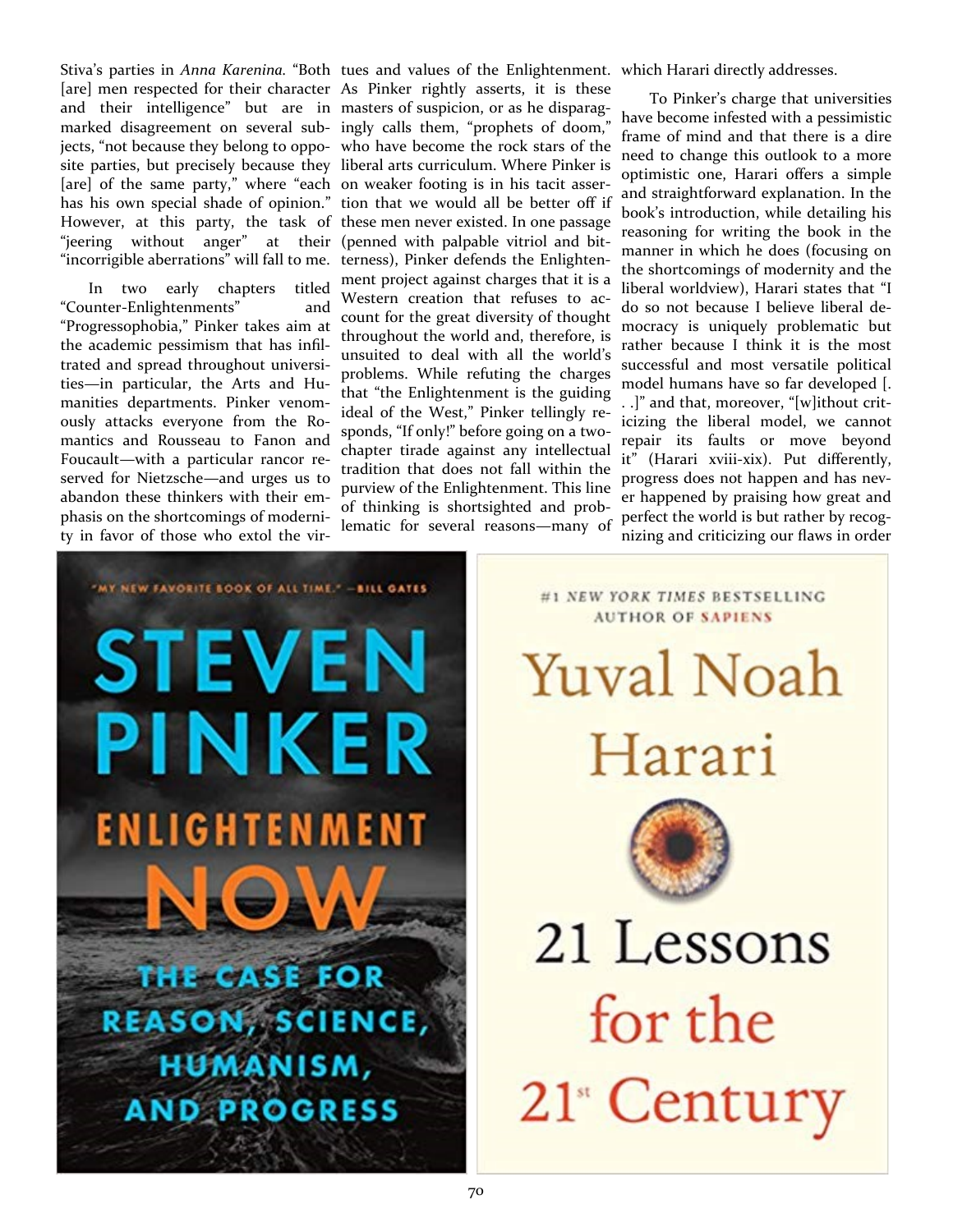Stiva's parties in *Anna Karenina.* "Both [are] men respected for their character and their intelligence" but are in marked disagreement on several subjects, "not because they belong to opposite parties, but precisely because they [are] of the same party," where "each has his own special shade of opinion." However, at this party, the task of "jeering without anger" at their "incorrigible aberrations" will fall to me.

In two early chapters titled "Counter-Enlightenments" and "Progressophobia," Pinker takes aim at the academic pessimism that has infiltrated and spread throughout universities—in particular, the Arts and Humanities departments. Pinker venomously attacks everyone from the Romantics and Rousseau to Fanon and Foucault—with a particular rancor reserved for Nietzsche—and urges us to abandon these thinkers with their emphasis on the shortcomings of modernity in favor of those who extol the virtues and values of the Enlightenment. As Pinker rightly asserts, it is these masters of suspicion, or as he disparagingly calls them, "prophets of doom," who have become the rock stars of the liberal arts curriculum. Where Pinker is on weaker footing is in his tacit assertion that we would all be better off if these men never existed. In one passage (penned with palpable vitriol and bitterness), Pinker defends the Enlightenment project against charges that it is a Western creation that refuses to account for the great diversity of thought throughout the world and, therefore, is unsuited to deal with all the world's problems. While refuting the charges that "the Enlightenment is the guiding ideal of the West," Pinker tellingly responds, "If only!" before going on a two-chapter tirade against any intellectual tradition that does not fall within the purview of the Enlightenment. This line of thinking is shortsighted and problematic for several reasons—many of which Harari directly addresses.

To Pinker's charge that universities have become infested with a pessimistic frame of mind and that there is a dire need to change this outlook to a more optimistic one, Harari offers a simple and straightforward explanation. In the book's introduction, while detailing his reasoning for writing the book in the manner in which he does (focusing on the shortcomings of modernity and the liberal worldview), Harari states that "I do so not because I believe liberal democracy is uniquely problematic but rather because I think it is the most successful and most versatile political model humans have so far developed [. . .]" and that, moreover, "[w]ithout criticizing the liberal model, we cannot repair its faults or move beyond it" (Harari xviii-xix). Put differently, progress does not happen and has never happened by praising how great and perfect the world is but rather by recognizing and criticizing our flaws in order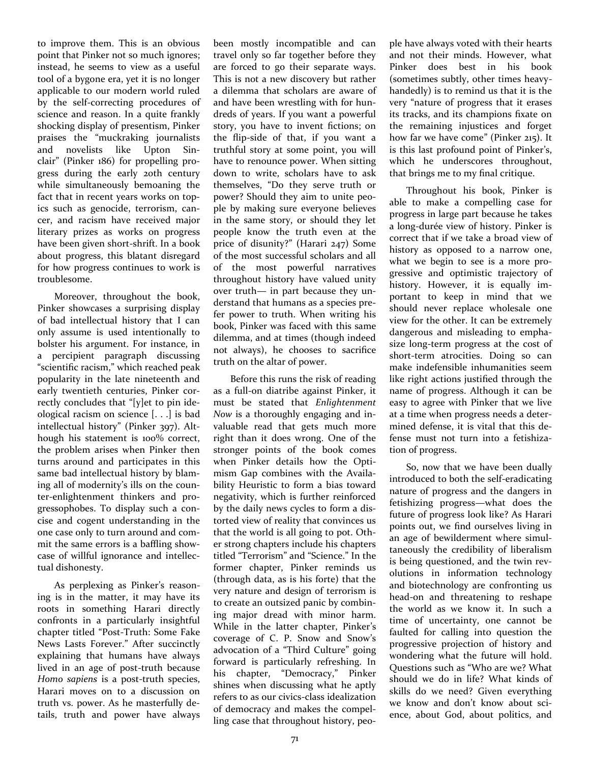to improve them. This is an obvious point that Pinker not so much ignores; instead, he seems to view as a useful tool of a bygone era, yet it is no longer applicable to our modern world ruled by the self-correcting procedures of science and reason. In a quite frankly shocking display of presentism, Pinker praises the "muckraking journalists and novelists like Upton Sinclair" (Pinker 186) for propelling progress during the early 20th century while simultaneously bemoaning the fact that in recent years works on topics such as genocide, terrorism, cancer, and racism have received major literary prizes as works on progress have been given short-shrift. In a book about progress, this blatant disregard for how progress continues to work is troublesome.

Moreover, throughout the book, Pinker showcases a surprising display of bad intellectual history that I can only assume is used intentionally to bolster his argument. For instance, in a percipient paragraph discussing "scientific racism," which reached peak popularity in the late nineteenth and early twentieth centuries, Pinker correctly concludes that "[y]et to pin ideological racism on science [. . .] is bad intellectual history" (Pinker 397). Although his statement is 100% correct, the problem arises when Pinker then turns around and participates in this same bad intellectual history by blaming all of modernity's ills on the counter-enlightenment thinkers and progressophobes. To display such a concise and cogent understanding in the one case only to turn around and commit the same errors is a baffling showcase of willful ignorance and intellectual dishonesty.

As perplexing as Pinker's reasoning is in the matter, it may have its roots in something Harari directly confronts in a particularly insightful chapter titled "Post-Truth: Some Fake News Lasts Forever." After succinctly explaining that humans have always lived in an age of post-truth because *Homo sapiens* is a post-truth species, Harari moves on to a discussion on truth vs. power. As he masterfully details, truth and power have always been mostly incompatible and can travel only so far together before they are forced to go their separate ways. This is not a new discovery but rather a dilemma that scholars are aware of and have been wrestling with for hundreds of years. If you want a powerful story, you have to invent fictions; on the flip-side of that, if you want a truthful story at some point, you will have to renounce power. When sitting down to write, scholars have to ask themselves, "Do they serve truth or power? Should they aim to unite people by making sure everyone believes in the same story, or should they let people know the truth even at the price of disunity?" (Harari 247) Some of the most successful scholars and all of the most powerful narratives throughout history have valued unity over truth— in part because they understand that humans as a species prefer power to truth. When writing his book, Pinker was faced with this same dilemma, and at times (though indeed not always), he chooses to sacrifice truth on the altar of power.

Before this runs the risk of reading as a full-on diatribe against Pinker, it must be stated that *Enlightenment Now* is a thoroughly engaging and invaluable read that gets much more right than it does wrong. One of the stronger points of the book comes when Pinker details how the Optimism Gap combines with the Availability Heuristic to form a bias toward negativity, which is further reinforced by the daily news cycles to form a distorted view of reality that convinces us that the world is all going to pot. Other strong chapters include his chapters titled "Terrorism" and "Science." In the former chapter, Pinker reminds us (through data, as is his forte) that the very nature and design of terrorism is to create an outsized panic by combining major dread with minor harm. While in the latter chapter, Pinker's coverage of C. P. Snow and Snow's advocation of a "Third Culture" going forward is particularly refreshing. In his chapter, "Democracy," Pinker shines when discussing what he aptly refers to as our civics-class idealization of democracy and makes the compelling case that throughout history, people have always voted with their hearts and not their minds. However, what Pinker does best in his book (sometimes subtly, other times heavy-handedly) is to remind us that it is the very "nature of progress that it erases its tracks, and its champions fixate on the remaining injustices and forget how far we have come" (Pinker 215). It is this last profound point of Pinker's, which he underscores throughout, that brings me to my final critique.

Throughout his book, Pinker is able to make a compelling case for progress in large part because he takes a long-durée view of history. Pinker is correct that if we take a broad view of history as opposed to a narrow one, what we begin to see is a more progressive and optimistic trajectory of history. However, it is equally important to keep in mind that we should never replace wholesale one view for the other. It can be extremely dangerous and misleading to emphasize long-term progress at the cost of short-term atrocities. Doing so can make indefensible inhumanities seem like right actions justified through the name of progress. Although it can be easy to agree with Pinker that we live at a time when progress needs a determined defense, it is vital that this defense must not turn into a fetishization of progress.

So, now that we have been dually introduced to both the self-eradicating nature of progress and the dangers in fetishizing progress—what does the future of progress look like? As Harari points out, we find ourselves living in an age of bewilderment where simultaneously the credibility of liberalism is being questioned, and the twin revolutions in information technology and biotechnology are confronting us head-on and threatening to reshape the world as we know it. In such a time of uncertainty, one cannot be faulted for calling into question the progressive projection of history and wondering what the future will hold. Questions such as "Who are we? What should we do in life? What kinds of skills do we need? Given everything we know and don't know about science, about God, about politics, and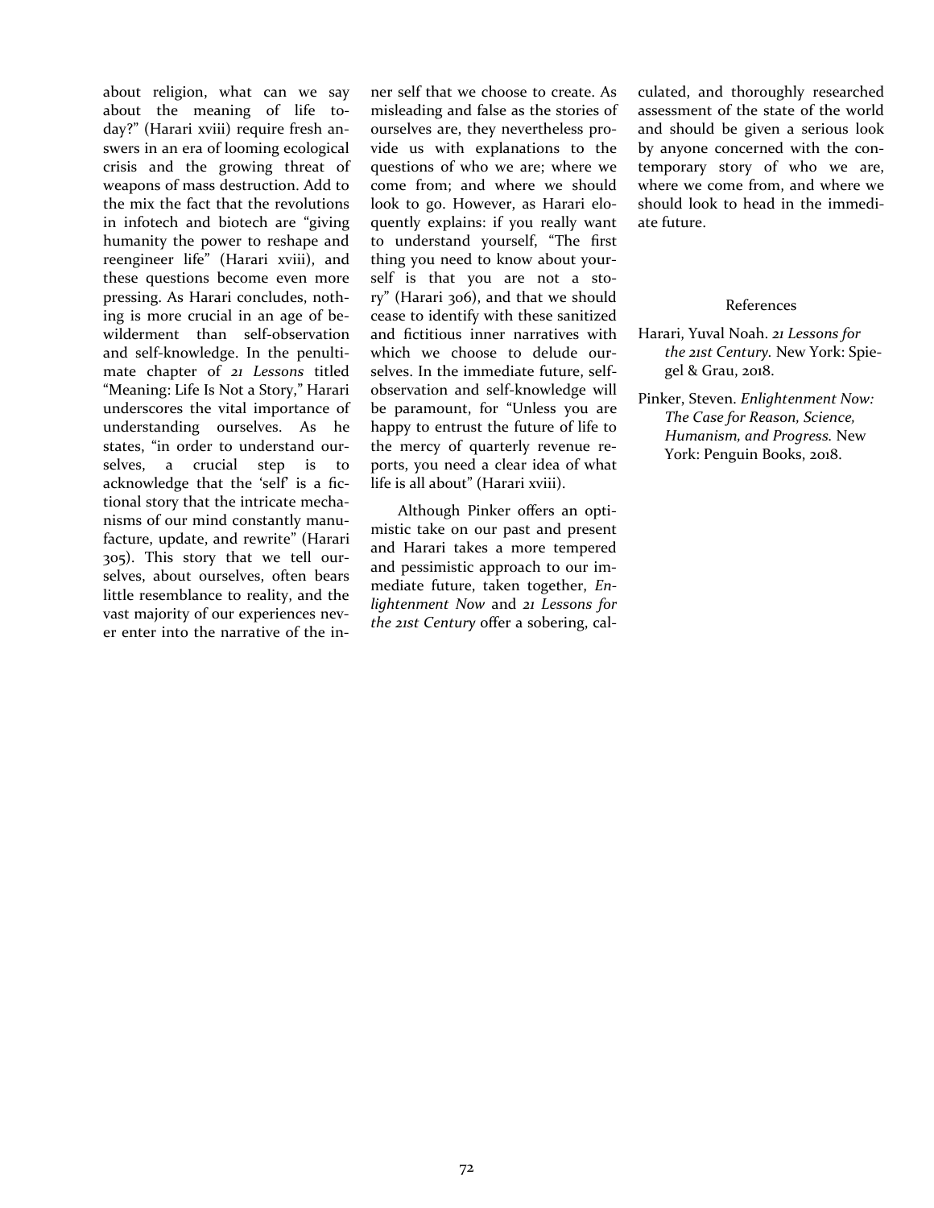about religion, what can we say about the meaning of life today?" (Harari xviii) require fresh answers in an era of looming ecological crisis and the growing threat of weapons of mass destruction. Add to the mix the fact that the revolutions in infotech and biotech are "giving humanity the power to reshape and reengineer life" (Harari xviii), and these questions become even more pressing. As Harari concludes, nothing is more crucial in an age of bewilderment than self-observation and self-knowledge. In the penultimate chapter of *21 Lessons* titled "Meaning: Life Is Not a Story," Harari underscores the vital importance of understanding ourselves. As he states, "in order to understand ourselves, a crucial step is to acknowledge that the 'self' is a fictional story that the intricate mechanisms of our mind constantly manufacture, update, and rewrite" (Harari 305). This story that we tell ourselves, about ourselves, often bears little resemblance to reality, and the vast majority of our experiences never enter into the narrative of the inner self that we choose to create. As misleading and false as the stories of ourselves are, they nevertheless provide us with explanations to the questions of who we are; where we come from; and where we should look to go. However, as Harari eloquently explains: if you really want to understand yourself, "The first thing you need to know about yourself is that you are not a story" (Harari 306), and that we should cease to identify with these sanitized and fictitious inner narratives with which we choose to delude ourselves. In the immediate future, self-observation and self-knowledge will be paramount, for "Unless you are happy to entrust the future of life to the mercy of quarterly revenue reports, you need a clear idea of what life is all about" (Harari xviii).

Although Pinker offers an optimistic take on our past and present and Harari takes a more tempered and pessimistic approach to our immediate future, taken together, *Enlightenment Now* and *21 Lessons for the 21st Century* offer a sobering, calculated, and thoroughly researched assessment of the state of the world and should be given a serious look by anyone concerned with the contemporary story of who we are, where we come from, and where we should look to head in the immediate future.

## References

Harari, Yuval Noah. *21 Lessons for the 21st Century.* New York: Spiegel & Grau, 2018.

Pinker, Steven. *Enlightenment Now: The Case for Reason, Science, Humanism, and Progress.* New York: Penguin Books, 2018.